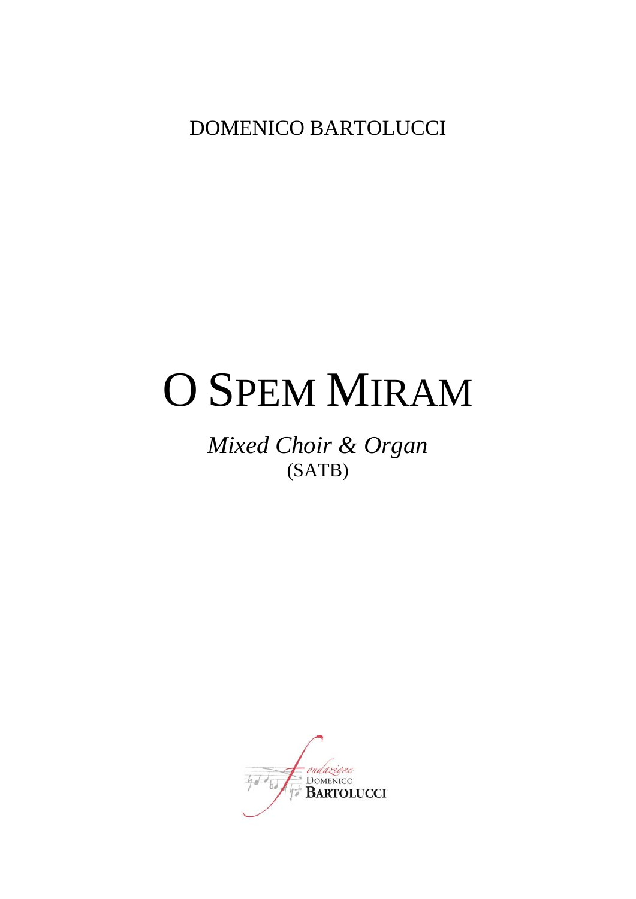DOMENICO BARTOLUCCI

# O SPEM MIRAM

*Mixed Choir & Organ*
(SATB)

fondazione
DOMENICO
BARTOLUCCI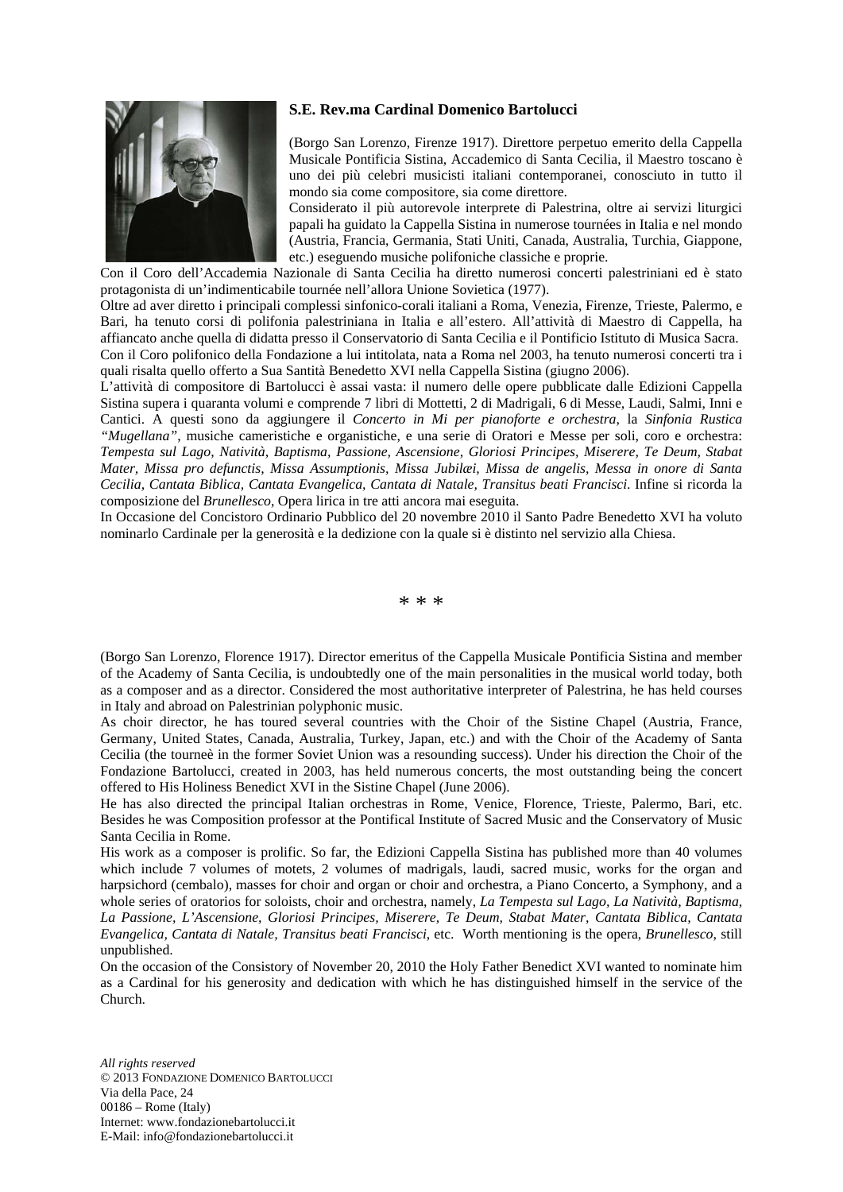**S.E. Rev.ma Cardinal Domenico Bartolucci**

(Borgo San Lorenzo, Firenze 1917). Direttore perpetuo emerito della Cappella Musicale Pontificia Sistina, Accademico di Santa Cecilia, il Maestro toscano è uno dei più celebri musicisti italiani contemporanei, conosciuto in tutto il mondo sia come compositore, sia come direttore.

Considerato il più autorevole interprete di Palestrina, oltre ai servizi liturgici papali ha guidato la Cappella Sistina in numerose tournées in Italia e nel mondo (Austria, Francia, Germania, Stati Uniti, Canada, Australia, Turchia, Giappone, etc.) eseguendo musiche polifoniche classiche e proprie.

Con il Coro dell'Accademia Nazionale di Santa Cecilia ha diretto numerosi concerti palestriniani ed è stato protagonista di un'indimenticabile tournée nell'allora Unione Sovietica (1977).

Oltre ad aver diretto i principali complessi sinfonico-corali italiani a Roma, Venezia, Firenze, Trieste, Palermo, e Bari, ha tenuto corsi di polifonia palestriniana in Italia e all'estero. All'attività di Maestro di Cappella, ha affiancato anche quella di didatta presso il Conservatorio di Santa Cecilia e il Pontificio Istituto di Musica Sacra.

Con il Coro polifonico della Fondazione a lui intitolata, nata a Roma nel 2003, ha tenuto numerosi concerti tra i quali risalta quello offerto a Sua Santità Benedetto XVI nella Cappella Sistina (giugno 2006).

L'attività di compositore di Bartolucci è assai vasta: il numero delle opere pubblicate dalle Edizioni Cappella Sistina supera i quaranta volumi e comprende 7 libri di Mottetti, 2 di Madrigali, 6 di Messe, Laudi, Salmi, Inni e Cantici. A questi sono da aggiungere il *Concerto in Mi per pianoforte e orchestra*, la *Sinfonia Rustica "Mugellana"*, musiche cameristiche e organistiche, e una serie di Oratori e Messe per soli, coro e orchestra: *Tempesta sul Lago, Natività, Baptisma, Passione, Ascensione, Gloriosi Principes, Miserere, Te Deum, Stabat Mater, Missa pro defunctis, Missa Assumptionis, Missa Jubilæi, Missa de angelis, Messa in onore di Santa Cecilia, Cantata Biblica, Cantata Evangelica, Cantata di Natale, Transitus beati Francisci.* Infine si ricorda la composizione del *Brunellesco*, Opera lirica in tre atti ancora mai eseguita.

In Occasione del Concistoro Ordinario Pubblico del 20 novembre 2010 il Santo Padre Benedetto XVI ha voluto nominarlo Cardinale per la generosità e la dedizione con la quale si è distinto nel servizio alla Chiesa.

\* \* \*

(Borgo San Lorenzo, Florence 1917). Director emeritus of the Cappella Musicale Pontificia Sistina and member of the Academy of Santa Cecilia, is undoubtedly one of the main personalities in the musical world today, both as a composer and as a director. Considered the most authoritative interpreter of Palestrina, he has held courses in Italy and abroad on Palestrinian polyphonic music.

As choir director, he has toured several countries with the Choir of the Sistine Chapel (Austria, France, Germany, United States, Canada, Australia, Turkey, Japan, etc.) and with the Choir of the Academy of Santa Cecilia (the tourneè in the former Soviet Union was a resounding success). Under his direction the Choir of the Fondazione Bartolucci, created in 2003, has held numerous concerts, the most outstanding being the concert offered to His Holiness Benedict XVI in the Sistine Chapel (June 2006).

He has also directed the principal Italian orchestras in Rome, Venice, Florence, Trieste, Palermo, Bari, etc. Besides he was Composition professor at the Pontifical Institute of Sacred Music and the Conservatory of Music Santa Cecilia in Rome.

His work as a composer is prolific. So far, the Edizioni Cappella Sistina has published more than 40 volumes which include 7 volumes of motets, 2 volumes of madrigals, laudi, sacred music, works for the organ and harpsichord (cembalo), masses for choir and organ or choir and orchestra, a Piano Concerto, a Symphony, and a whole series of oratorios for soloists, choir and orchestra, namely, *La Tempesta sul Lago, La Natività, Baptisma, La Passione, L'Ascensione, Gloriosi Principes, Miserere, Te Deum, Stabat Mater, Cantata Biblica, Cantata Evangelica, Cantata di Natale, Transitus beati Francisci*, etc. Worth mentioning is the opera, *Brunellesco*, still unpublished.

On the occasion of the Consistory of November 20, 2010 the Holy Father Benedict XVI wanted to nominate him as a Cardinal for his generosity and dedication with which he has distinguished himself in the service of the Church.

*All rights reserved*
© 2013 Fondazione Domenico Bartolucci
Via della Pace, 24
00186 – Rome (Italy)
Internet: www.fondazionebartolucci.it
E-Mail: info@fondazionebartolucci.it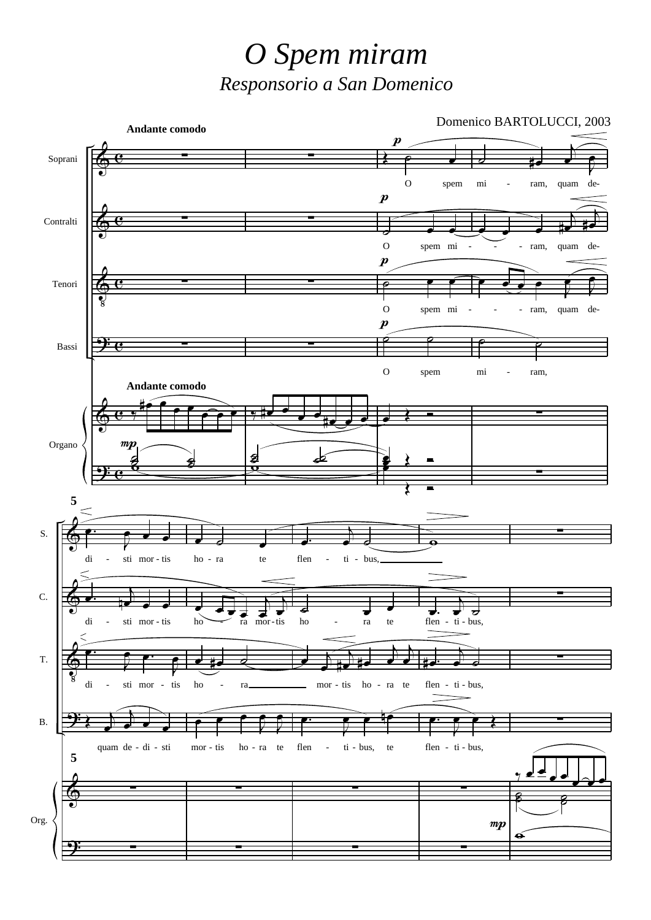# *O Spem miram*

## *Responsorio a San Domenico*

Domenico BARTOLUCCI, 2003

**Andante comodo**

Soprani: O spem mi - ram, quam de- di - sti mor - tis ho - ra te flen - ti - bus,

Contralti: O spem mi - - - ram, quam de- di - sti mor - tis ho - ra mor - tis ho - ra te flen - ti - bus,

Tenori: O spem mi - - - ram, quam de- di - sti mor - tis ho - ra mor - tis ho - ra te flen - ti - bus,

Bassi: O spem mi - ram, quam de - di - sti mor - tis ho - ra te flen - ti - bus, te flen - ti - bus,

Organo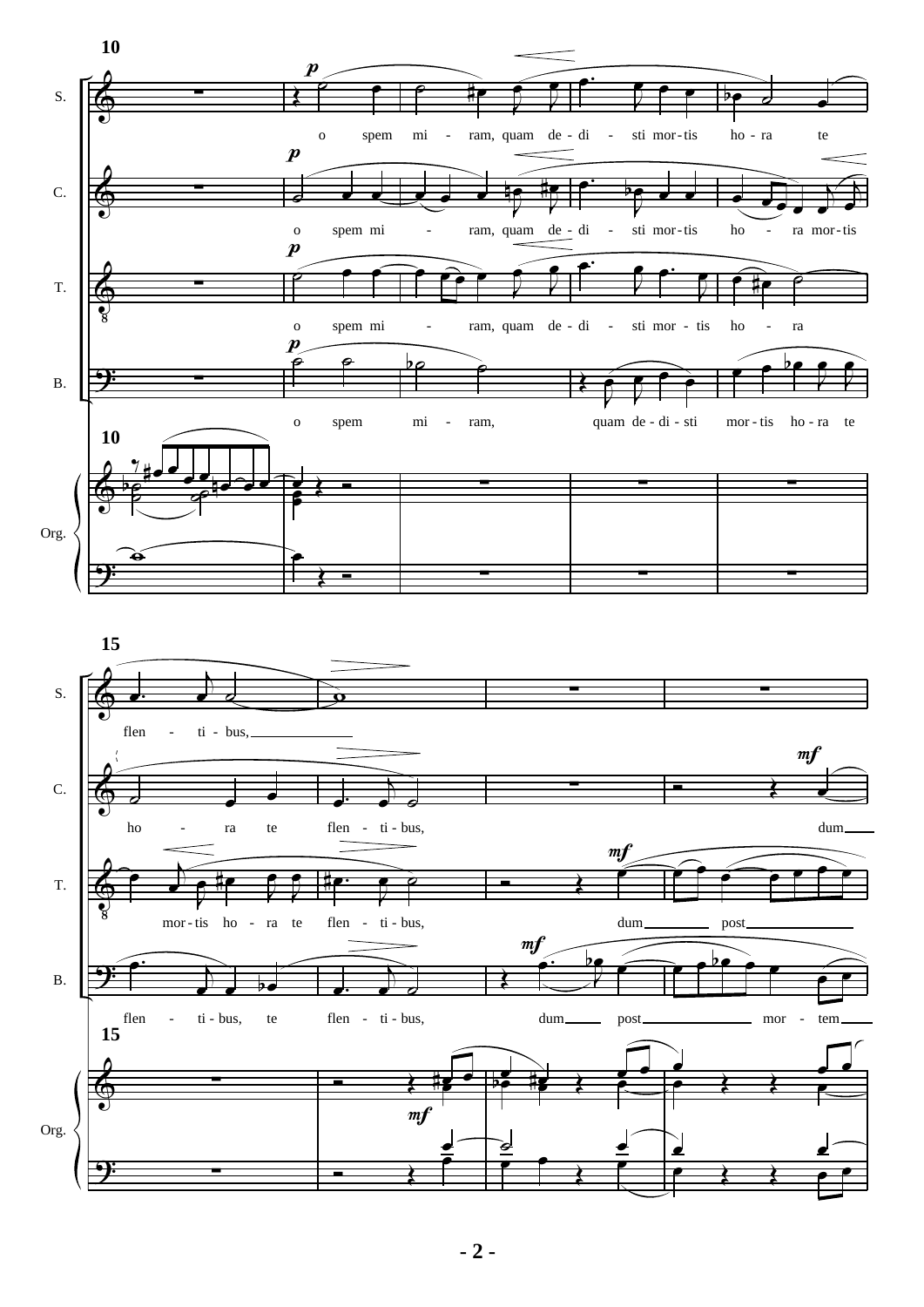10

S. o spem mi - ram, quam de - di - sti mor - tis ho - ra te

C. o spem mi - ram, quam de - di - sti mor - tis ho - ra mor - tis

T. o spem mi - ram, quam de - di - sti mor - tis ho - ra

B. o spem mi - ram, quam de - di - sti mor - tis ho - ra te

Org.

15

S. flen - ti - bus,

C. ho - ra te flen - ti - bus, dum

T. mor - tis ho - ra te flen - ti - bus, dum post

B. flen - ti - bus, te flen - ti - bus, dum post mor - tem

Org.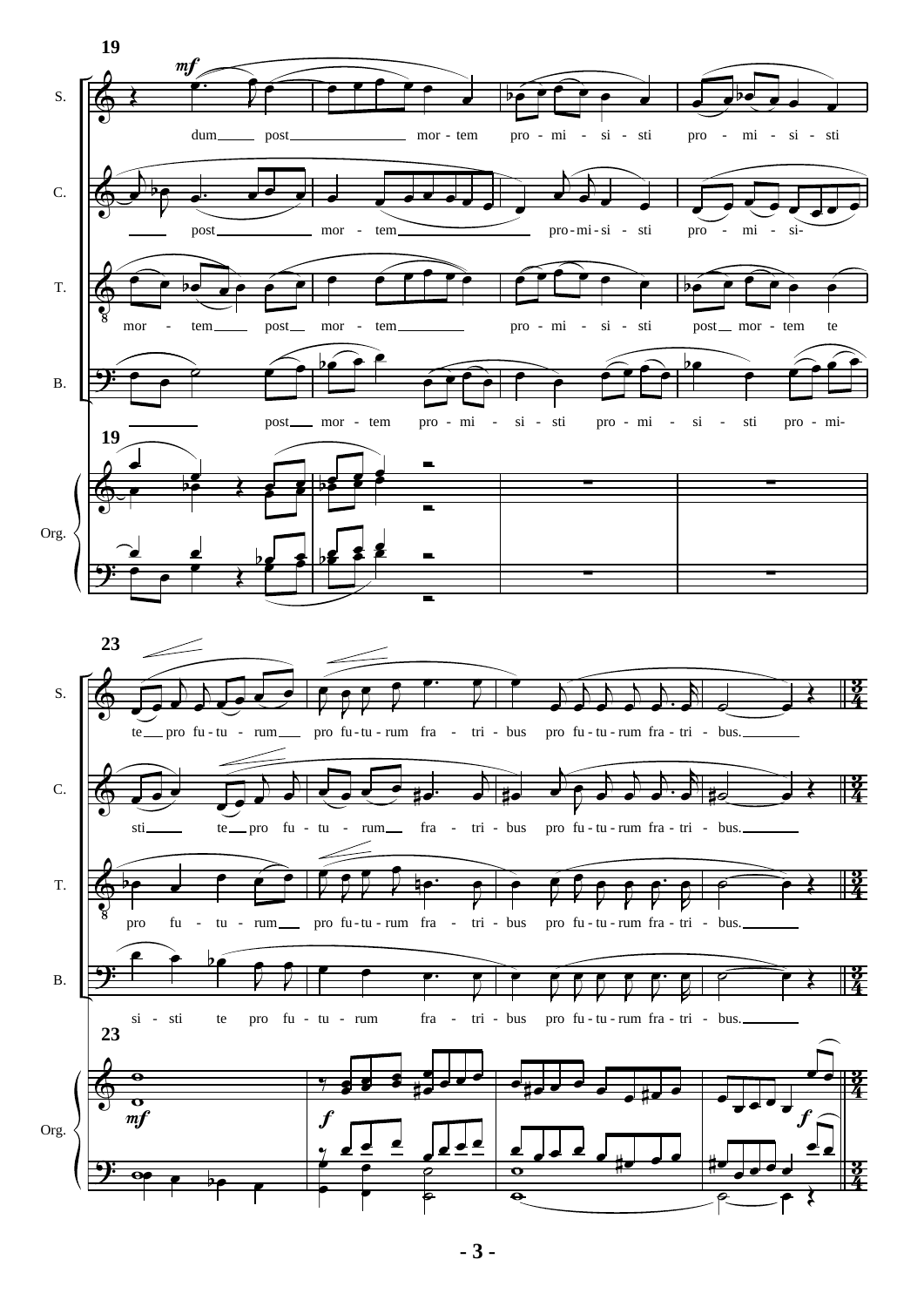**19**

S. *mf* dum post mor - tem pro - mi - si - sti pro - mi - si - sti

C. post mor - tem pro - mi - si - sti pro - mi - si-

T. mor - tem post mor - tem pro - mi - si - sti post mor - tem te

B. post mor - tem pro - mi - si - sti pro - mi - si - sti pro - mi-

Org.

**23**

S. te pro fu - tu - rum pro fu - tu - rum fra - tri - bus pro fu - tu - rum fra - tri - bus.

C. sti te pro fu - tu - rum fra - tri - bus pro fu - tu - rum fra - tri - bus.

T. pro fu - tu - rum pro fu - tu - rum fra - tri - bus pro fu - tu - rum fra - tri - bus.

B. si - sti te pro fu - tu - rum fra - tri - bus pro fu - tu - rum fra - tri - bus.

Org. *mf* *f* *f*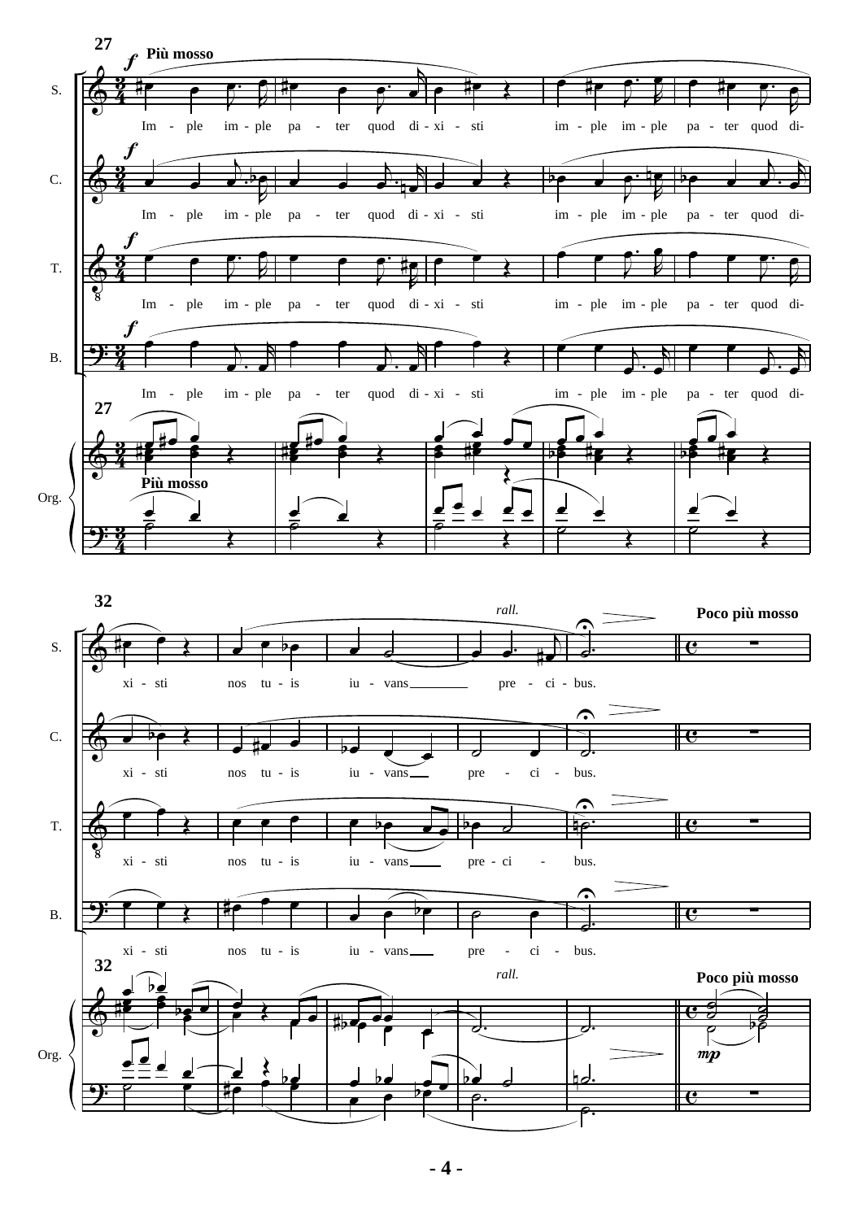27

**Più mosso**

S.: Im - ple im - ple pa - ter quod di - xi - sti im - ple im - ple pa - ter quod di-

C.: Im - ple im - ple pa - ter quod di - xi - sti im - ple im - ple pa - ter quod di-

T.: Im - ple im - ple pa - ter quod di - xi - sti im - ple im - ple pa - ter quod di-

B.: Im - ple im - ple pa - ter quod di - xi - sti im - ple im - ple pa - ter quod di-

Org.

*Più mosso*

32

*rall.*

**Poco più mosso**

S.: xi - sti nos tu - is iu - vans pre - ci - bus.

C.: xi - sti nos tu - is iu - vans pre - ci - bus.

T.: xi - sti nos tu - is iu - vans pre - ci - bus.

B.: xi - sti nos tu - is iu - vans pre - ci - bus.

Org.

*mp*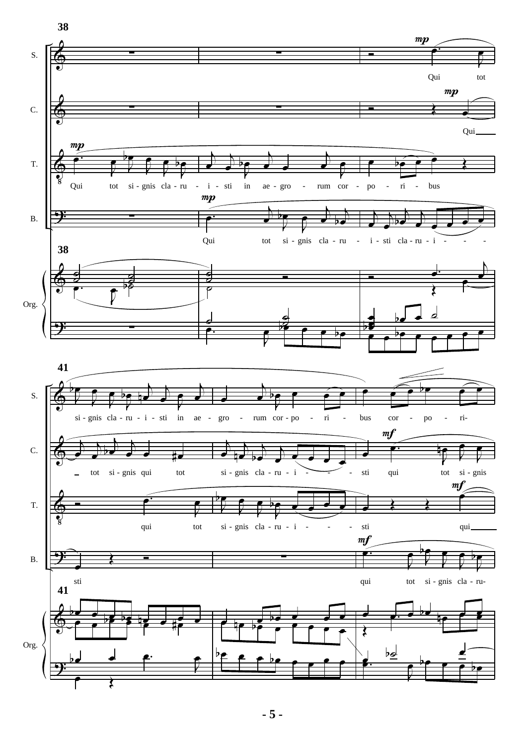38

S. — Qui tot

C. — Qui

T. — Qui tot si - gnis cla - ru - i - sti in ae - gro - rum cor - po - ri - bus

B. — Qui tot si - gnis cla - ru - i - sti cla - ru - i - - - -

Org.

41

S. — si - gnis cla - ru - i - sti in ae - gro - rum cor - po - ri - bus cor - po - ri-

C. — tot si - gnis qui tot si - gnis cla - ru - i - - - sti qui tot si - gnis

T. — qui tot si - gnis cla - ru - i - - - sti qui

B. — sti qui tot si - gnis cla - ru-

Org.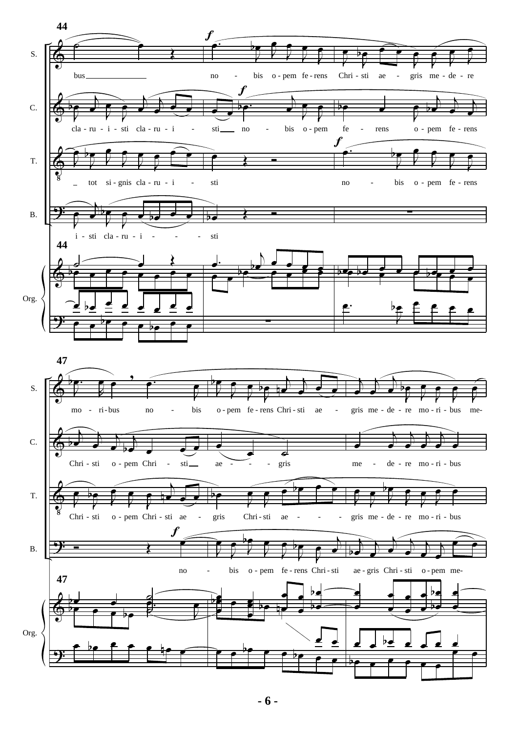44

S. bus no - bis o - pem fe - rens Chri - sti ae - gris me - de - re

C. cla - ru - i - sti cla - ru - i - sti no - bis o - pem fe - rens o - pem fe - rens

T. tot si - gnis cla - ru - i - sti no - bis o - pem fe - rens

B. i - sti cla - ru - i - sti

Org.

47

S. mo - ri - bus no - bis o - pem fe - rens Chri - sti ae - gris me - de - re mo - ri - bus me-

C. Chri - sti o - pem Chri - sti ae - gris me - de - re mo - ri - bus

T. Chri - sti o - pem Chri - sti ae - gris Chri - sti ae - gris me - de - re mo - ri - bus

B. no - bis o - pem fe - rens Chri - sti ae - gris Chri - sti o - pem me-

Org.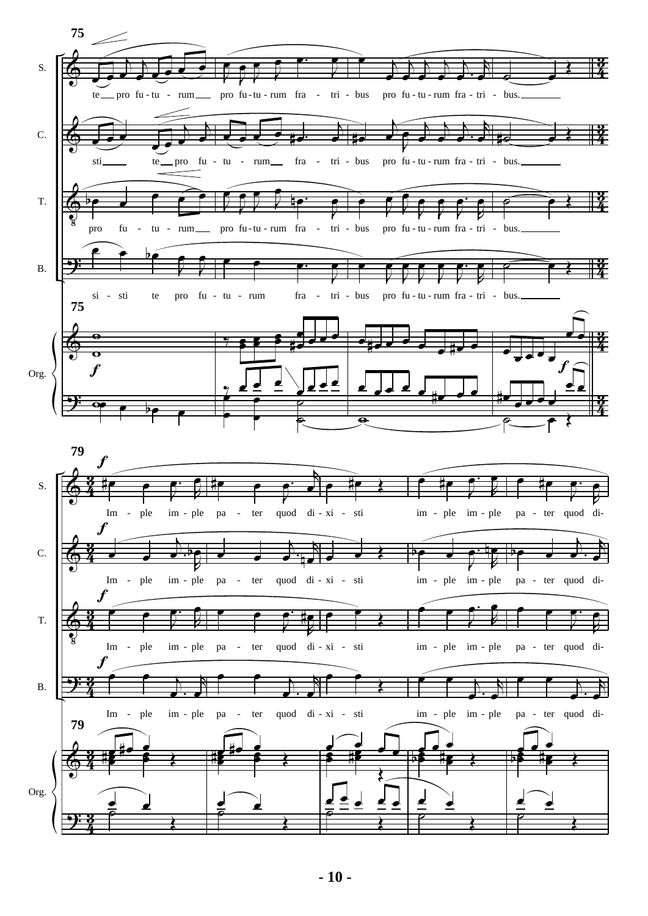75

S. te pro fu - tu - rum pro fu - tu - rum fra - tri - bus pro fu - tu - rum fra - tri - bus.

C. sti te pro fu - tu - rum fra - tri - bus pro fu - tu - rum fra - tri - bus.

T. pro fu - tu - rum pro fu - tu - rum fra - tri - bus pro fu - tu - rum fra - tri - bus.

B. si - sti te pro fu - tu - rum fra - tri - bus pro fu - tu - rum fra - tri - bus.

Org.

79

S. Im - ple im - ple pa - ter quod di - xi - sti im - ple im - ple pa - ter quod di-

C. Im - ple im - ple pa - ter quod di - xi - sti im - ple im - ple pa - ter quod di-

T. Im - ple im - ple pa - ter quod di - xi - sti im - ple im - ple pa - ter quod di-

B. Im - ple im - ple pa - ter quod di - xi - sti im - ple im - ple pa - ter quod di-

Org.